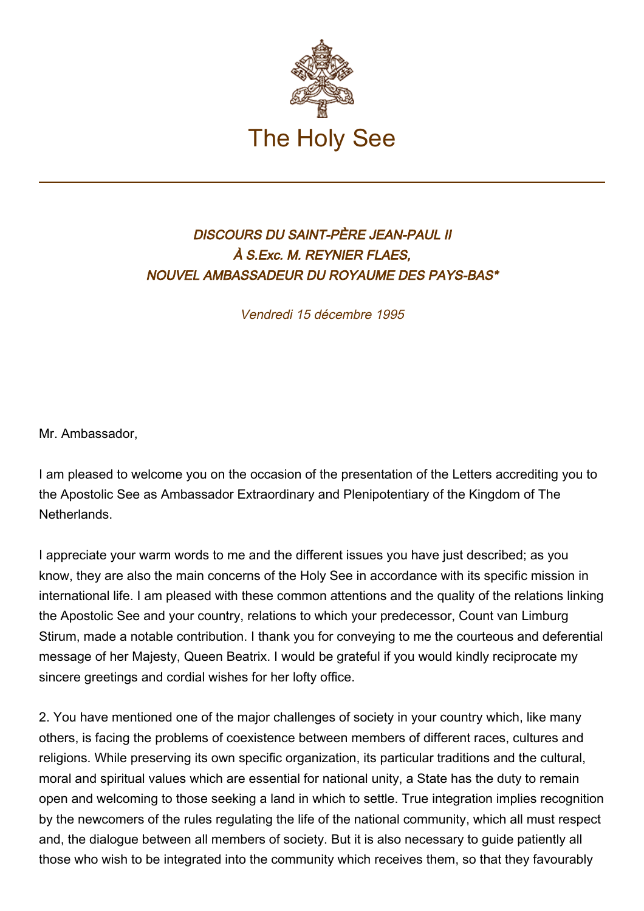# The Holy See

### *DISCOURS DU SAINT-PÈRE JEAN-PAUL II À S.Exc. M. REYNIER FLAES, NOUVEL AMBASSADEUR DU ROYAUME DES PAYS-BAS**

*Vendredi 15 décembre 1995*

Mr. Ambassador,

I am pleased to welcome you on the occasion of the presentation of the Letters accrediting you to the Apostolic See as Ambassador Extraordinary and Plenipotentiary of the Kingdom of The Netherlands.

I appreciate your warm words to me and the different issues you have just described; as you know, they are also the main concerns of the Holy See in accordance with its specific mission in international life. I am pleased with these common attentions and the quality of the relations linking the Apostolic See and your country, relations to which your predecessor, Count van Limburg Stirum, made a notable contribution. I thank you for conveying to me the courteous and deferential message of her Majesty, Queen Beatrix. I would be grateful if you would kindly reciprocate my sincere greetings and cordial wishes for her lofty office.

2. You have mentioned one of the major challenges of society in your country which, like many others, is facing the problems of coexistence between members of different races, cultures and religions. While preserving its own specific organization, its particular traditions and the cultural, moral and spiritual values which are essential for national unity, a State has the duty to remain open and welcoming to those seeking a land in which to settle. True integration implies recognition by the newcomers of the rules regulating the life of the national community, which all must respect and, the dialogue between all members of society. But it is also necessary to guide patiently all those who wish to be integrated into the community which receives them, so that they favourably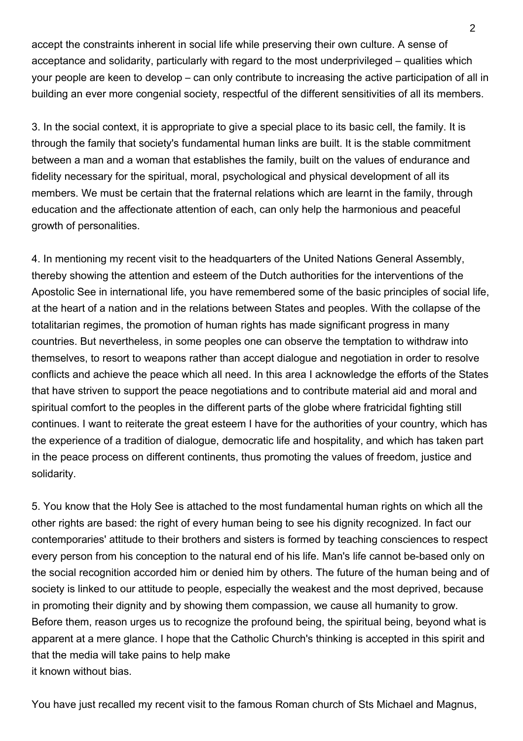accept the constraints inherent in social life while preserving their own culture. A sense of acceptance and solidarity, particularly with regard to the most underprivileged – qualities which your people are keen to develop – can only contribute to increasing the active participation of all in building an ever more congenial society, respectful of the different sensitivities of all its members.

3. In the social context, it is appropriate to give a special place to its basic cell, the family. It is through the family that society's fundamental human links are built. It is the stable commitment between a man and a woman that establishes the family, built on the values of endurance and fidelity necessary for the spiritual, moral, psychological and physical development of all its members. We must be certain that the fraternal relations which are learnt in the family, through education and the affectionate attention of each, can only help the harmonious and peaceful growth of personalities.

4. In mentioning my recent visit to the headquarters of the United Nations General Assembly, thereby showing the attention and esteem of the Dutch authorities for the interventions of the Apostolic See in international life, you have remembered some of the basic principles of social life, at the heart of a nation and in the relations between States and peoples. With the collapse of the totalitarian regimes, the promotion of human rights has made significant progress in many countries. But nevertheless, in some peoples one can observe the temptation to withdraw into themselves, to resort to weapons rather than accept dialogue and negotiation in order to resolve conflicts and achieve the peace which all need. In this area I acknowledge the efforts of the States that have striven to support the peace negotiations and to contribute material aid and moral and spiritual comfort to the peoples in the different parts of the globe where fratricidal fighting still continues. I want to reiterate the great esteem I have for the authorities of your country, which has the experience of a tradition of dialogue, democratic life and hospitality, and which has taken part in the peace process on different continents, thus promoting the values of freedom, justice and solidarity.

5. You know that the Holy See is attached to the most fundamental human rights on which all the other rights are based: the right of every human being to see his dignity recognized. In fact our contemporaries' attitude to their brothers and sisters is formed by teaching consciences to respect every person from his conception to the natural end of his life. Man's life cannot be-based only on the social recognition accorded him or denied him by others. The future of the human being and of society is linked to our attitude to people, especially the weakest and the most deprived, because in promoting their dignity and by showing them compassion, we cause all humanity to grow. Before them, reason urges us to recognize the profound being, the spiritual being, beyond what is apparent at a mere glance. I hope that the Catholic Church's thinking is accepted in this spirit and that the media will take pains to help make
it known without bias.

You have just recalled my recent visit to the famous Roman church of Sts Michael and Magnus,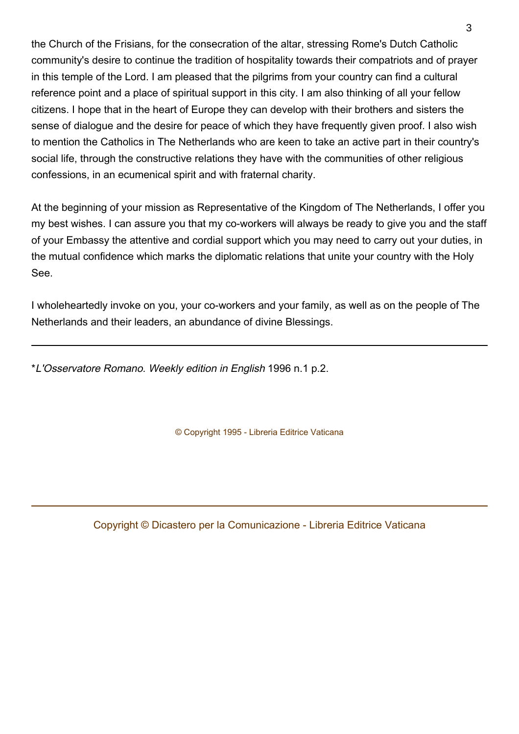the Church of the Frisians, for the consecration of the altar, stressing Rome's Dutch Catholic community's desire to continue the tradition of hospitality towards their compatriots and of prayer in this temple of the Lord. I am pleased that the pilgrims from your country can find a cultural reference point and a place of spiritual support in this city. I am also thinking of all your fellow citizens. I hope that in the heart of Europe they can develop with their brothers and sisters the sense of dialogue and the desire for peace of which they have frequently given proof. I also wish to mention the Catholics in The Netherlands who are keen to take an active part in their country's social life, through the constructive relations they have with the communities of other religious confessions, in an ecumenical spirit and with fraternal charity.

At the beginning of your mission as Representative of the Kingdom of The Netherlands, I offer you my best wishes. I can assure you that my co-workers will always be ready to give you and the staff of your Embassy the attentive and cordial support which you may need to carry out your duties, in the mutual confidence which marks the diplomatic relations that unite your country with the Holy See.

I wholeheartedly invoke on you, your co-workers and your family, as well as on the people of The Netherlands and their leaders, an abundance of divine Blessings.

---

*_L'Osservatore Romano. Weekly edition in English_ 1996 n.1 p.2.

© Copyright 1995 - Libreria Editrice Vaticana

---

Copyright © Dicastero per la Comunicazione - Libreria Editrice Vaticana